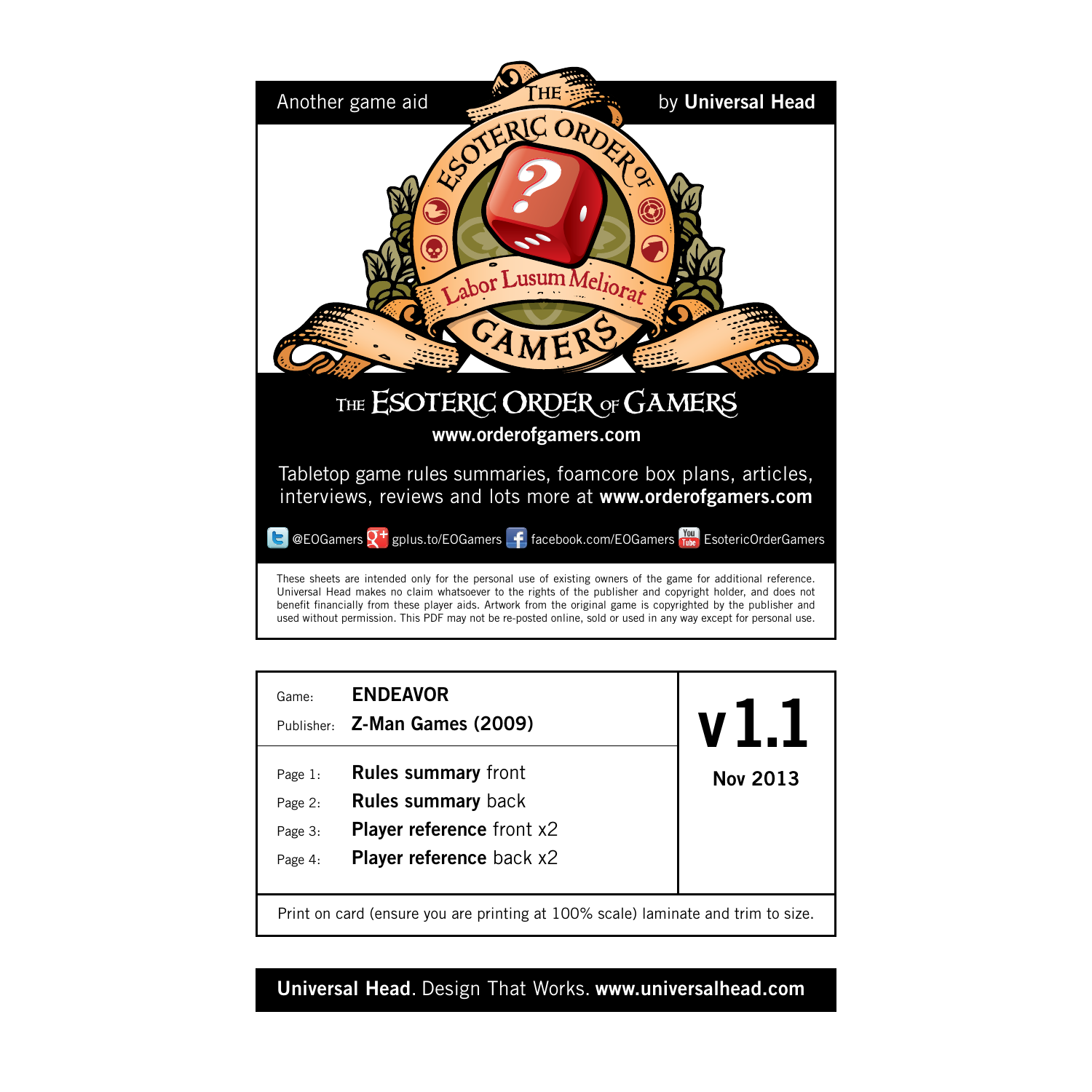Another game aid by **Universal Head**

# THE ESOTERIC ORDER OF GAMERS

**www.orderofgamers.com**

Tabletop game rules summaries, foamcore box plans, articles, interviews, reviews and lots more at **www.orderofgamers.com**

@EOGamers gplus.to/EOGamers facebook.com/EOGamers EsotericOrderGamers

These sheets are intended only for the personal use of existing owners of the game for additional reference. Universal Head makes no claim whatsoever to the rights of the publisher and copyright holder, and does not benefit financially from these player aids. Artwork from the original game is copyrighted by the publisher and used without permission. This PDF may not be re-posted online, sold or used in any way except for personal use.

| | | |
|---|---|---|
| Game: | **ENDEAVOR** | **v1.1** |
| Publisher: | **Z-Man Games (2009)** | **Nov 2013** |
| Page 1: | **Rules summary** front | |
| Page 2: | **Rules summary** back | |
| Page 3: | **Player reference** front x2 | |
| Page 4: | **Player reference** back x2 | |

Print on card (ensure you are printing at 100% scale) laminate and trim to size.

**Universal Head**. Design That Works. **www.universalhead.com**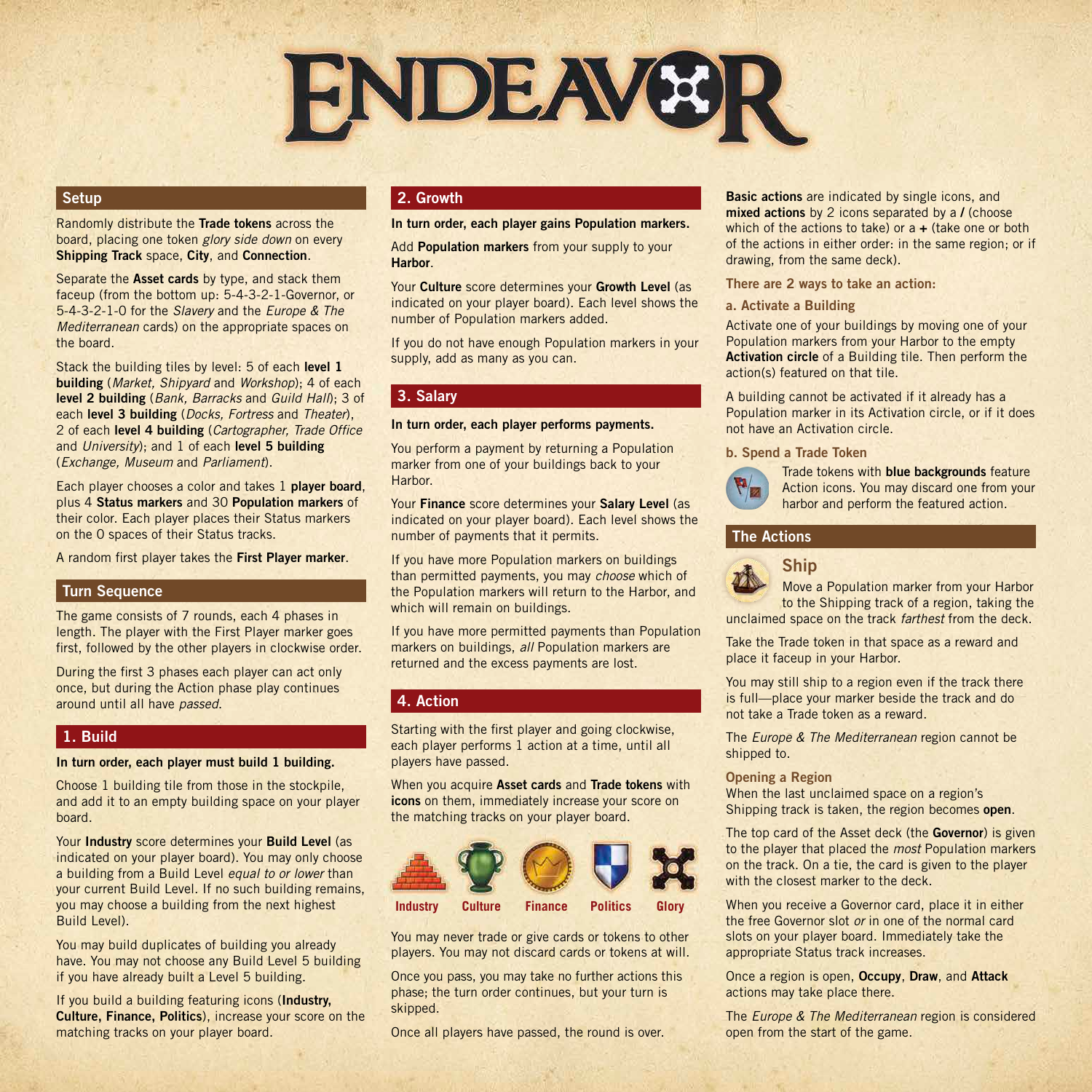# ENDEAVOR

## Setup

Randomly distribute the **Trade tokens** across the board, placing one token *glory side down* on every **Shipping Track** space, **City**, and **Connection**.

Separate the **Asset cards** by type, and stack them faceup (from the bottom up: 5-4-3-2-1-Governor, or 5-4-3-2-1-0 for the *Slavery* and the *Europe & The Mediterranean* cards) on the appropriate spaces on the board.

Stack the building tiles by level: 5 of each **level 1 building** (*Market, Shipyard* and *Workshop*); 4 of each **level 2 building** (*Bank, Barracks* and *Guild Hall*); 3 of each **level 3 building** (*Docks, Fortress* and *Theater*), 2 of each **level 4 building** (*Cartographer, Trade Office* and *University*); and 1 of each **level 5 building** (*Exchange, Museum* and *Parliament*).

Each player chooses a color and takes 1 **player board**, plus 4 **Status markers** and 30 **Population markers** of their color. Each player places their Status markers on the 0 spaces of their Status tracks.

A random first player takes the **First Player marker**.

## Turn Sequence

The game consists of 7 rounds, each 4 phases in length. The player with the First Player marker goes first, followed by the other players in clockwise order.

During the first 3 phases each player can act only once, but during the Action phase play continues around until all have *passed*.

## 1. Build

**In turn order, each player must build 1 building.**

Choose 1 building tile from those in the stockpile, and add it to an empty building space on your player board.

Your **Industry** score determines your **Build Level** (as indicated on your player board). You may only choose a building from a Build Level *equal to or lower* than your current Build Level. If no such building remains, you may choose a building from the next highest Build Level).

You may build duplicates of building you already have. You may not choose any Build Level 5 building if you have already built a Level 5 building.

If you build a building featuring icons (**Industry, Culture, Finance, Politics**), increase your score on the matching tracks on your player board.

## 2. Growth

**In turn order, each player gains Population markers.**

Add **Population markers** from your supply to your **Harbor**.

Your **Culture** score determines your **Growth Level** (as indicated on your player board). Each level shows the number of Population markers added.

If you do not have enough Population markers in your supply, add as many as you can.

## 3. Salary

**In turn order, each player performs payments.**

You perform a payment by returning a Population marker from one of your buildings back to your Harbor.

Your **Finance** score determines your **Salary Level** (as indicated on your player board). Each level shows the number of payments that it permits.

If you have more Population markers on buildings than permitted payments, you may *choose* which of the Population markers will return to the Harbor, and which will remain on buildings.

If you have more permitted payments than Population markers on buildings, *all* Population markers are returned and the excess payments are lost.

## 4. Action

Starting with the first player and going clockwise, each player performs 1 action at a time, until all players have passed.

When you acquire **Asset cards** and **Trade tokens** with **icons** on them, immediately increase your score on the matching tracks on your player board.

Industry Culture Finance Politics Glory

You may never trade or give cards or tokens to other players. You may not discard cards or tokens at will.

Once you pass, you may take no further actions this phase; the turn order continues, but your turn is skipped.

Once all players have passed, the round is over.

**Basic actions** are indicated by single icons, and **mixed actions** by 2 icons separated by a **/** (choose which of the actions to take) or a **+** (take one or both of the actions in either order: in the same region; or if drawing, from the same deck).

**There are 2 ways to take an action:**

**a. Activate a Building**

Activate one of your buildings by moving one of your Population markers from your Harbor to the empty **Activation circle** of a Building tile. Then perform the action(s) featured on that tile.

A building cannot be activated if it already has a Population marker in its Activation circle, or if it does not have an Activation circle.

**b. Spend a Trade Token**

Trade tokens with **blue backgrounds** feature Action icons. You may discard one from your harbor and perform the featured action.

## The Actions

### Ship

Move a Population marker from your Harbor to the Shipping track of a region, taking the unclaimed space on the track *farthest* from the deck.

Take the Trade token in that space as a reward and place it faceup in your Harbor.

You may still ship to a region even if the track there is full—place your marker beside the track and do not take a Trade token as a reward.

The *Europe & The Mediterranean* region cannot be shipped to.

**Opening a Region**

When the last unclaimed space on a region's Shipping track is taken, the region becomes **open**.

The top card of the Asset deck (the **Governor**) is given to the player that placed the *most* Population markers on the track. On a tie, the card is given to the player with the closest marker to the deck.

When you receive a Governor card, place it in either the free Governor slot *or* in one of the normal card slots on your player board. Immediately take the appropriate Status track increases.

Once a region is open, **Occupy**, **Draw**, and **Attack** actions may take place there.

The *Europe & The Mediterranean* region is considered open from the start of the game.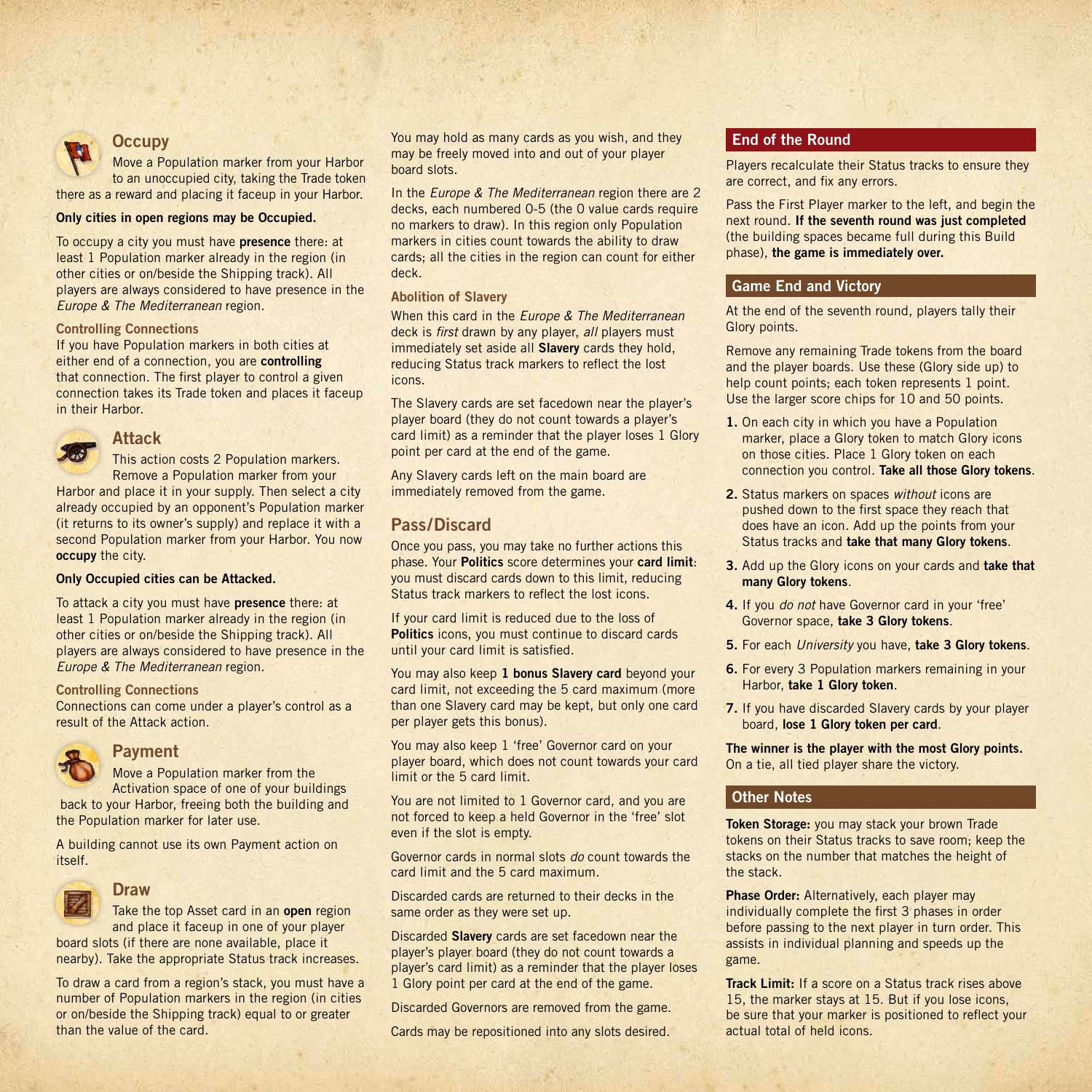### Occupy

Move a Population marker from your Harbor to an unoccupied city, taking the Trade token there as a reward and placing it faceup in your Harbor.

**Only cities in open regions may be Occupied.**

To occupy a city you must have **presence** there: at least 1 Population marker already in the region (in other cities or on/beside the Shipping track). All players are always considered to have presence in the *Europe & The Mediterranean* region.

#### Controlling Connections

If you have Population markers in both cities at either end of a connection, you are **controlling** that connection. The first player to control a given connection takes its Trade token and places it faceup in their Harbor.

### Attack

This action costs 2 Population markers. Remove a Population marker from your Harbor and place it in your supply. Then select a city already occupied by an opponent's Population marker (it returns to its owner's supply) and replace it with a second Population marker from your Harbor. You now **occupy** the city.

**Only Occupied cities can be Attacked.**

To attack a city you must have **presence** there: at least 1 Population marker already in the region (in other cities or on/beside the Shipping track). All players are always considered to have presence in the *Europe & The Mediterranean* region.

#### Controlling Connections

Connections can come under a player's control as a result of the Attack action.

### Payment

Move a Population marker from the Activation space of one of your buildings back to your Harbor, freeing both the building and the Population marker for later use.

A building cannot use its own Payment action on itself.

### Draw

Take the top Asset card in an **open** region and place it faceup in one of your player board slots (if there are none available, place it nearby). Take the appropriate Status track increases.

To draw a card from a region's stack, you must have a number of Population markers in the region (in cities or on/beside the Shipping track) equal to or greater than the value of the card.

You may hold as many cards as you wish, and they may be freely moved into and out of your player board slots.

In the *Europe & The Mediterranean* region there are 2 decks, each numbered 0-5 (the 0 value cards require no markers to draw). In this region only Population markers in cities count towards the ability to draw cards; all the cities in the region can count for either deck.

#### Abolition of Slavery

When this card in the *Europe & The Mediterranean* deck is *first* drawn by any player, *all* players must immediately set aside all **Slavery** cards they hold, reducing Status track markers to reflect the lost icons.

The Slavery cards are set facedown near the player's player board (they do not count towards a player's card limit) as a reminder that the player loses 1 Glory point per card at the end of the game.

Any Slavery cards left on the main board are immediately removed from the game.

## Pass/Discard

Once you pass, you may take no further actions this phase. Your **Politics** score determines your **card limit**: you must discard cards down to this limit, reducing Status track markers to reflect the lost icons.

If your card limit is reduced due to the loss of **Politics** icons, you must continue to discard cards until your card limit is satisfied.

You may also keep **1 bonus Slavery card** beyond your card limit, not exceeding the 5 card maximum (more than one Slavery card may be kept, but only one card per player gets this bonus).

You may also keep 1 'free' Governor card on your player board, which does not count towards your card limit or the 5 card limit.

You are not limited to 1 Governor card, and you are not forced to keep a held Governor in the 'free' slot even if the slot is empty.

Governor cards in normal slots *do* count towards the card limit and the 5 card maximum.

Discarded cards are returned to their decks in the same order as they were set up.

Discarded **Slavery** cards are set facedown near the player's player board (they do not count towards a player's card limit) as a reminder that the player loses 1 Glory point per card at the end of the game.

Discarded Governors are removed from the game.

Cards may be repositioned into any slots desired.

## End of the Round

Players recalculate their Status tracks to ensure they are correct, and fix any errors.

Pass the First Player marker to the left, and begin the next round. **If the seventh round was just completed** (the building spaces became full during this Build phase), **the game is immediately over.**

## Game End and Victory

At the end of the seventh round, players tally their Glory points.

Remove any remaining Trade tokens from the board and the player boards. Use these (Glory side up) to help count points; each token represents 1 point. Use the larger score chips for 10 and 50 points.

1. On each city in which you have a Population marker, place a Glory token to match Glory icons on those cities. Place 1 Glory token on each connection you control. **Take all those Glory tokens**.
2. Status markers on spaces *without* icons are pushed down to the first space they reach that does have an icon. Add up the points from your Status tracks and **take that many Glory tokens**.
3. Add up the Glory icons on your cards and **take that many Glory tokens**.
4. If you *do not* have Governor card in your 'free' Governor space, **take 3 Glory tokens**.
5. For each *University* you have, **take 3 Glory tokens**.
6. For every 3 Population markers remaining in your Harbor, **take 1 Glory token**.
7. If you have discarded Slavery cards by your player board, **lose 1 Glory token per card**.

**The winner is the player with the most Glory points.** On a tie, all tied player share the victory.

## Other Notes

**Token Storage:** you may stack your brown Trade tokens on their Status tracks to save room; keep the stacks on the number that matches the height of the stack.

**Phase Order:** Alternatively, each player may individually complete the first 3 phases in order before passing to the next player in turn order. This assists in individual planning and speeds up the game.

**Track Limit:** If a score on a Status track rises above 15, the marker stays at 15. But if you lose icons, be sure that your marker is positioned to reflect your actual total of held icons.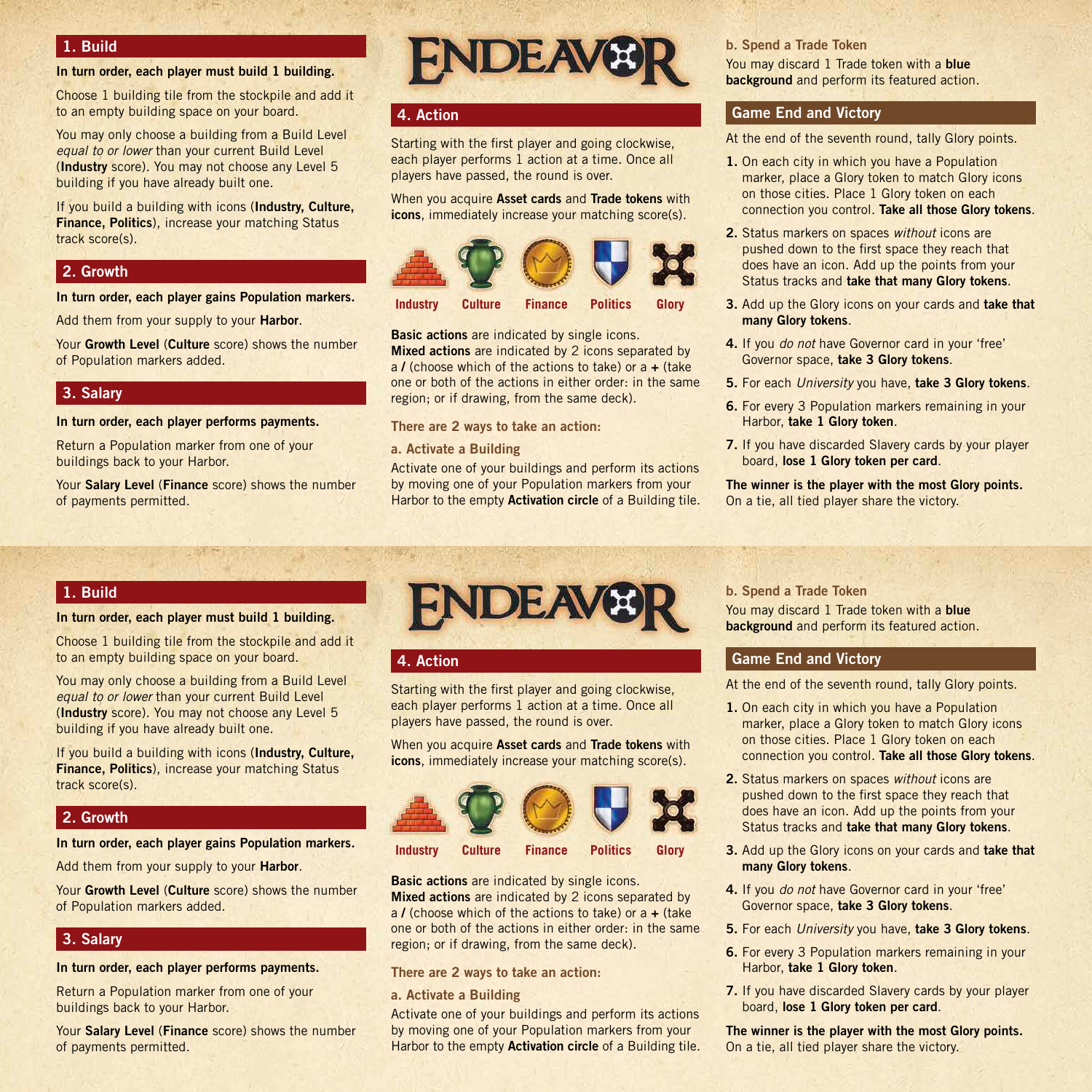## 1. Build

**In turn order, each player must build 1 building.**

Choose 1 building tile from the stockpile and add it to an empty building space on your board.

You may only choose a building from a Build Level *equal to or lower* than your current Build Level (**Industry** score). You may not choose any Level 5 building if you have already built one.

If you build a building with icons (**Industry, Culture, Finance, Politics**), increase your matching Status track score(s).

## 2. Growth

**In turn order, each player gains Population markers.**

Add them from your supply to your **Harbor**.

Your **Growth Level** (**Culture** score) shows the number of Population markers added.

## 3. Salary

**In turn order, each player performs payments.**

Return a Population marker from one of your buildings back to your Harbor.

Your **Salary Level** (**Finance** score) shows the number of payments permitted.

# ENDEAVOR

## 4. Action

Starting with the first player and going clockwise, each player performs 1 action at a time. Once all players have passed, the round is over.

When you acquire **Asset cards** and **Trade tokens** with **icons**, immediately increase your matching score(s).

Industry | Culture | Finance | Politics | Glory

**Basic actions** are indicated by single icons. **Mixed actions** are indicated by 2 icons separated by a **/** (choose which of the actions to take) or a **+** (take one or both of the actions in either order: in the same region; or if drawing, from the same deck).

### There are 2 ways to take an action:

**a. Activate a Building**

Activate one of your buildings and perform its actions by moving one of your Population markers from your Harbor to the empty **Activation circle** of a Building tile.

**b. Spend a Trade Token**

You may discard 1 Trade token with a **blue background** and perform its featured action.

## Game End and Victory

At the end of the seventh round, tally Glory points.

1. On each city in which you have a Population marker, place a Glory token to match Glory icons on those cities. Place 1 Glory token on each connection you control. **Take all those Glory tokens**.
2. Status markers on spaces *without* icons are pushed down to the first space they reach that does have an icon. Add up the points from your Status tracks and **take that many Glory tokens**.
3. Add up the Glory icons on your cards and **take that many Glory tokens**.
4. If you *do not* have Governor card in your 'free' Governor space, **take 3 Glory tokens**.
5. For each *University* you have, **take 3 Glory tokens**.
6. For every 3 Population markers remaining in your Harbor, **take 1 Glory token**.
7. If you have discarded Slavery cards by your player board, **lose 1 Glory token per card**.

**The winner is the player with the most Glory points.** On a tie, all tied player share the victory.

---

## 1. Build

**In turn order, each player must build 1 building.**

Choose 1 building tile from the stockpile and add it to an empty building space on your board.

You may only choose a building from a Build Level *equal to or lower* than your current Build Level (**Industry** score). You may not choose any Level 5 building if you have already built one.

If you build a building with icons (**Industry, Culture, Finance, Politics**), increase your matching Status track score(s).

## 2. Growth

**In turn order, each player gains Population markers.**

Add them from your supply to your **Harbor**.

Your **Growth Level** (**Culture** score) shows the number of Population markers added.

## 3. Salary

**In turn order, each player performs payments.**

Return a Population marker from one of your buildings back to your Harbor.

Your **Salary Level** (**Finance** score) shows the number of payments permitted.

# ENDEAVOR

## 4. Action

Starting with the first player and going clockwise, each player performs 1 action at a time. Once all players have passed, the round is over.

When you acquire **Asset cards** and **Trade tokens** with **icons**, immediately increase your matching score(s).

Industry | Culture | Finance | Politics | Glory

**Basic actions** are indicated by single icons. **Mixed actions** are indicated by 2 icons separated by a **/** (choose which of the actions to take) or a **+** (take one or both of the actions in either order: in the same region; or if drawing, from the same deck).

### There are 2 ways to take an action:

**a. Activate a Building**

Activate one of your buildings and perform its actions by moving one of your Population markers from your Harbor to the empty **Activation circle** of a Building tile.

**b. Spend a Trade Token**

You may discard 1 Trade token with a **blue background** and perform its featured action.

## Game End and Victory

At the end of the seventh round, tally Glory points.

1. On each city in which you have a Population marker, place a Glory token to match Glory icons on those cities. Place 1 Glory token on each connection you control. **Take all those Glory tokens**.
2. Status markers on spaces *without* icons are pushed down to the first space they reach that does have an icon. Add up the points from your Status tracks and **take that many Glory tokens**.
3. Add up the Glory icons on your cards and **take that many Glory tokens**.
4. If you *do not* have Governor card in your 'free' Governor space, **take 3 Glory tokens**.
5. For each *University* you have, **take 3 Glory tokens**.
6. For every 3 Population markers remaining in your Harbor, **take 1 Glory token**.
7. If you have discarded Slavery cards by your player board, **lose 1 Glory token per card**.

**The winner is the player with the most Glory points.** On a tie, all tied player share the victory.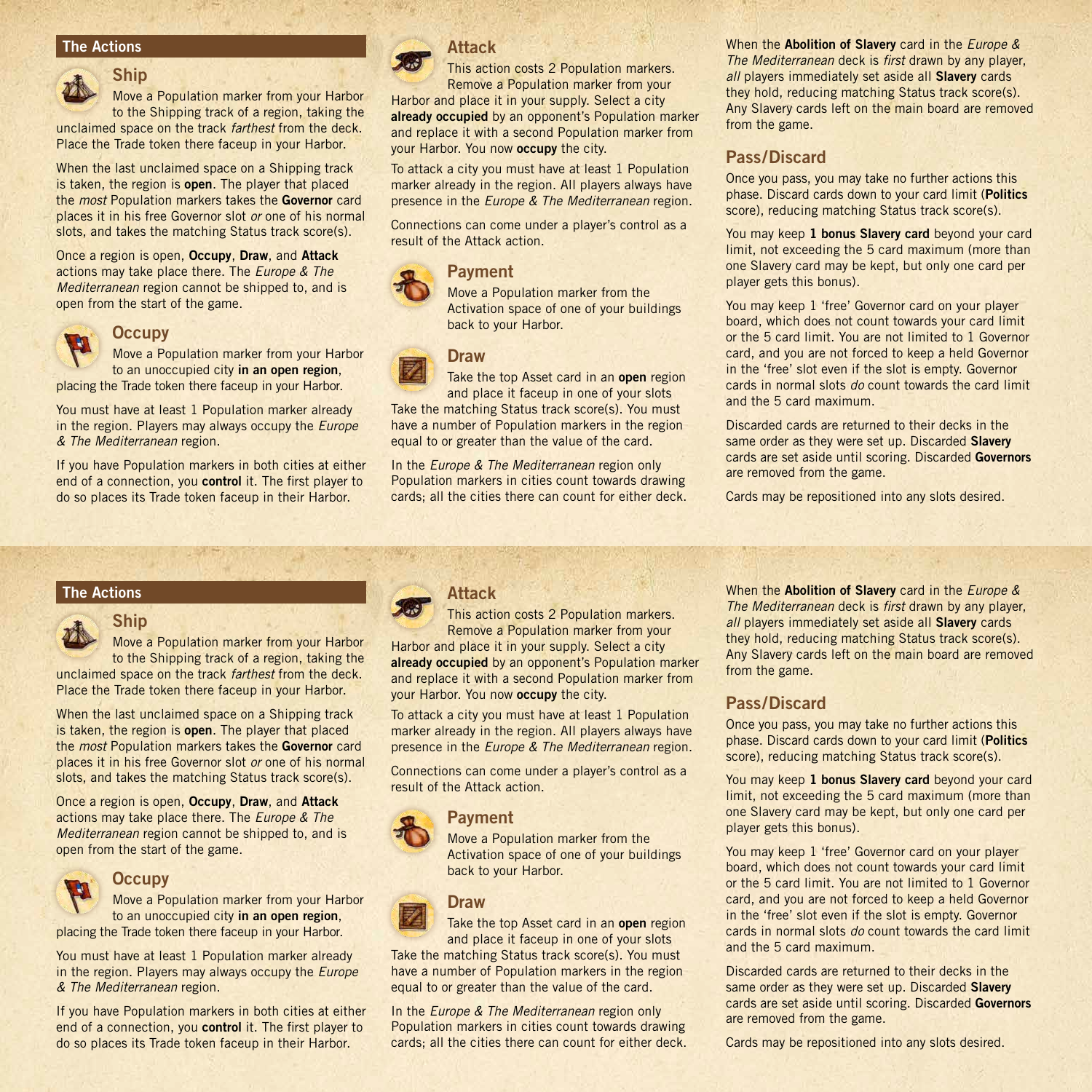## The Actions

### Ship

Move a Population marker from your Harbor to the Shipping track of a region, taking the unclaimed space on the track *farthest* from the deck. Place the Trade token there faceup in your Harbor.

When the last unclaimed space on a Shipping track is taken, the region is **open**. The player that placed the *most* Population markers takes the **Governor** card places it in his free Governor slot *or* one of his normal slots, and takes the matching Status track score(s).

Once a region is open, **Occupy**, **Draw**, and **Attack** actions may take place there. The *Europe & The Mediterranean* region cannot be shipped to, and is open from the start of the game.

### Occupy

Move a Population marker from your Harbor to an unoccupied city **in an open region**, placing the Trade token there faceup in your Harbor.

You must have at least 1 Population marker already in the region. Players may always occupy the *Europe & The Mediterranean* region.

If you have Population markers in both cities at either end of a connection, you **control** it. The first player to do so places its Trade token faceup in their Harbor.

### Attack

This action costs 2 Population markers. Remove a Population marker from your Harbor and place it in your supply. Select a city **already occupied** by an opponent's Population marker and replace it with a second Population marker from your Harbor. You now **occupy** the city.

To attack a city you must have at least 1 Population marker already in the region. All players always have presence in the *Europe & The Mediterranean* region.

Connections can come under a player's control as a result of the Attack action.

### Payment

Move a Population marker from the Activation space of one of your buildings back to your Harbor.

### Draw

Take the top Asset card in an **open** region and place it faceup in one of your slots Take the matching Status track score(s). You must have a number of Population markers in the region equal to or greater than the value of the card.

In the *Europe & The Mediterranean* region only Population markers in cities count towards drawing cards; all the cities there can count for either deck.

When the **Abolition of Slavery** card in the *Europe & The Mediterranean* deck is *first* drawn by any player, *all* players immediately set aside all **Slavery** cards they hold, reducing matching Status track score(s). Any Slavery cards left on the main board are removed from the game.

### Pass/Discard

Once you pass, you may take no further actions this phase. Discard cards down to your card limit (**Politics** score), reducing matching Status track score(s).

You may keep **1 bonus Slavery card** beyond your card limit, not exceeding the 5 card maximum (more than one Slavery card may be kept, but only one card per player gets this bonus).

You may keep 1 'free' Governor card on your player board, which does not count towards your card limit or the 5 card limit. You are not limited to 1 Governor card, and you are not forced to keep a held Governor in the 'free' slot even if the slot is empty. Governor cards in normal slots *do* count towards the card limit and the 5 card maximum.

Discarded cards are returned to their decks in the same order as they were set up. Discarded **Slavery** cards are set aside until scoring. Discarded **Governors** are removed from the game.

Cards may be repositioned into any slots desired.

## The Actions

### Ship

Move a Population marker from your Harbor to the Shipping track of a region, taking the unclaimed space on the track *farthest* from the deck. Place the Trade token there faceup in your Harbor.

When the last unclaimed space on a Shipping track is taken, the region is **open**. The player that placed the *most* Population markers takes the **Governor** card places it in his free Governor slot *or* one of his normal slots, and takes the matching Status track score(s).

Once a region is open, **Occupy**, **Draw**, and **Attack** actions may take place there. The *Europe & The Mediterranean* region cannot be shipped to, and is open from the start of the game.

### Occupy

Move a Population marker from your Harbor to an unoccupied city **in an open region**, placing the Trade token there faceup in your Harbor.

You must have at least 1 Population marker already in the region. Players may always occupy the *Europe & The Mediterranean* region.

If you have Population markers in both cities at either end of a connection, you **control** it. The first player to do so places its Trade token faceup in their Harbor.

### Attack

This action costs 2 Population markers. Remove a Population marker from your Harbor and place it in your supply. Select a city **already occupied** by an opponent's Population marker and replace it with a second Population marker from your Harbor. You now **occupy** the city.

To attack a city you must have at least 1 Population marker already in the region. All players always have presence in the *Europe & The Mediterranean* region.

Connections can come under a player's control as a result of the Attack action.

### Payment

Move a Population marker from the Activation space of one of your buildings back to your Harbor.

### Draw

Take the top Asset card in an **open** region and place it faceup in one of your slots Take the matching Status track score(s). You must have a number of Population markers in the region equal to or greater than the value of the card.

In the *Europe & The Mediterranean* region only Population markers in cities count towards drawing cards; all the cities there can count for either deck.

When the **Abolition of Slavery** card in the *Europe & The Mediterranean* deck is *first* drawn by any player, *all* players immediately set aside all **Slavery** cards they hold, reducing matching Status track score(s). Any Slavery cards left on the main board are removed from the game.

### Pass/Discard

Once you pass, you may take no further actions this phase. Discard cards down to your card limit (**Politics** score), reducing matching Status track score(s).

You may keep **1 bonus Slavery card** beyond your card limit, not exceeding the 5 card maximum (more than one Slavery card may be kept, but only one card per player gets this bonus).

You may keep 1 'free' Governor card on your player board, which does not count towards your card limit or the 5 card limit. You are not limited to 1 Governor card, and you are not forced to keep a held Governor in the 'free' slot even if the slot is empty. Governor cards in normal slots *do* count towards the card limit and the 5 card maximum.

Discarded cards are returned to their decks in the same order as they were set up. Discarded **Slavery** cards are set aside until scoring. Discarded **Governors** are removed from the game.

Cards may be repositioned into any slots desired.